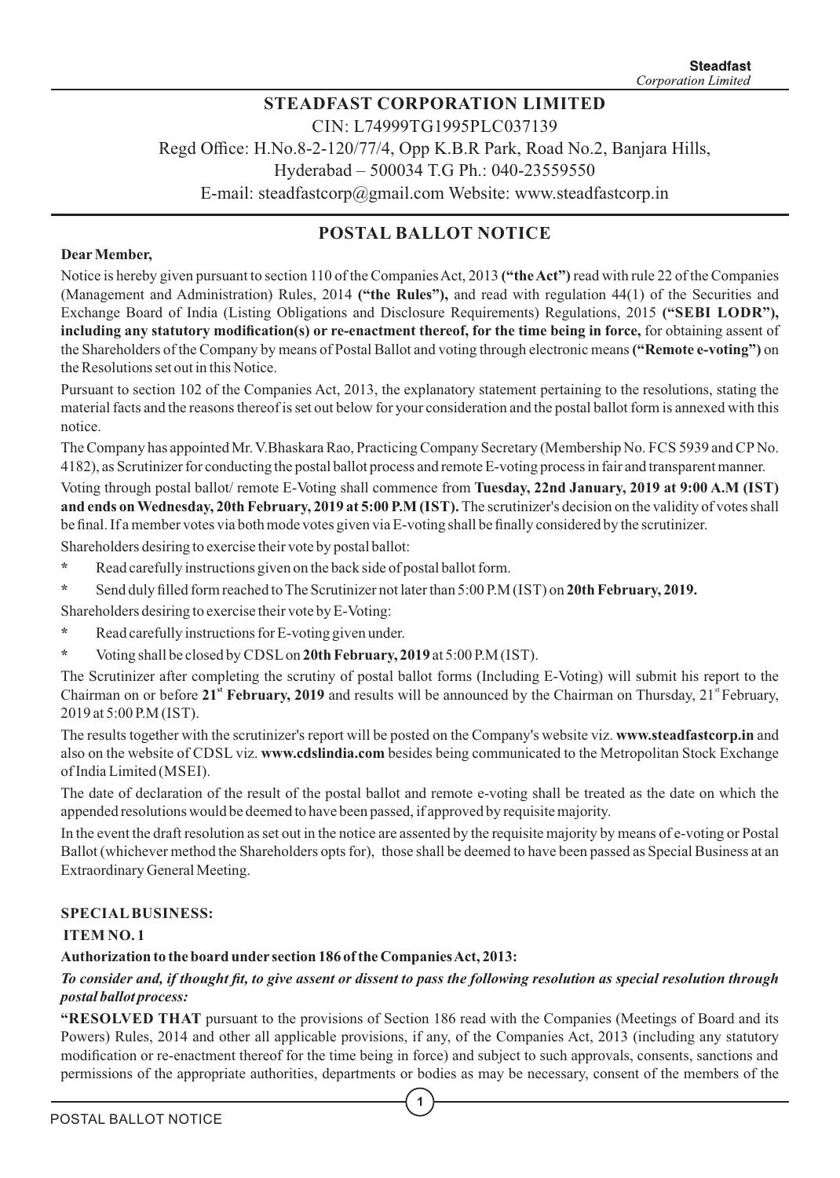# STEADFAST CORPORATION LIMITED

CIN: L74999TG1995PLC037139

Regd Office: H.No.8-2-120/77/4, Opp K.B.R Park, Road No.2, Banjara Hills,

Hyderabad – 500034 T.G Ph.: 040-23559550

E-mail: steadfastcorp@gmail.com Website: www.steadfastcorp.in

## POSTAL BALLOT NOTICE

**Dear Member,**

Notice is hereby given pursuant to section 110 of the Companies Act, 2013 **("the Act")** read with rule 22 of the Companies (Management and Administration) Rules, 2014 **("the Rules"),** and read with regulation 44(1) of the Securities and Exchange Board of India (Listing Obligations and Disclosure Requirements) Regulations, 2015 **("SEBI LODR"), including any statutory modification(s) or re-enactment thereof, for the time being in force,** for obtaining assent of the Shareholders of the Company by means of Postal Ballot and voting through electronic means **("Remote e-voting")** on the Resolutions set out in this Notice.

Pursuant to section 102 of the Companies Act, 2013, the explanatory statement pertaining to the resolutions, stating the material facts and the reasons thereof is set out below for your consideration and the postal ballot form is annexed with this notice.

The Company has appointed Mr. V.Bhaskara Rao, Practicing Company Secretary (Membership No. FCS 5939 and CP No. 4182), as Scrutinizer for conducting the postal ballot process and remote E-voting process in fair and transparent manner.

Voting through postal ballot/ remote E-Voting shall commence from **Tuesday, 22nd January, 2019 at 9:00 A.M (IST) and ends on Wednesday, 20th February, 2019 at 5:00 P.M (IST).** The scrutinizer's decision on the validity of votes shall be final. If a member votes via both mode votes given via E-voting shall be finally considered by the scrutinizer.

Shareholders desiring to exercise their vote by postal ballot:

- Read carefully instructions given on the back side of postal ballot form.
- Send duly filled form reached to The Scrutinizer not later than 5:00 P.M (IST) on **20th February, 2019.**

Shareholders desiring to exercise their vote by E-Voting:

- Read carefully instructions for E-voting given under.
- Voting shall be closed by CDSL on **20th February, 2019** at 5:00 P.M (IST).

The Scrutinizer after completing the scrutiny of postal ballot forms (Including E-Voting) will submit his report to the Chairman on or before **21st February, 2019** and results will be announced by the Chairman on Thursday, 21st February, 2019 at 5:00 P.M (IST).

The results together with the scrutinizer's report will be posted on the Company's website viz. **www.steadfastcorp.in** and also on the website of CDSL viz. **www.cdslindia.com** besides being communicated to the Metropolitan Stock Exchange of India Limited (MSEI).

The date of declaration of the result of the postal ballot and remote e-voting shall be treated as the date on which the appended resolutions would be deemed to have been passed, if approved by requisite majority.

In the event the draft resolution as set out in the notice are assented by the requisite majority by means of e-voting or Postal Ballot (whichever method the Shareholders opts for), those shall be deemed to have been passed as Special Business at an Extraordinary General Meeting.

**SPECIAL BUSINESS:**

**ITEM NO. 1**

**Authorization to the board under section 186 of the Companies Act, 2013:**

***To consider and, if thought fit, to give assent or dissent to pass the following resolution as special resolution through postal ballot process:***

**"RESOLVED THAT** pursuant to the provisions of Section 186 read with the Companies (Meetings of Board and its Powers) Rules, 2014 and other all applicable provisions, if any, of the Companies Act, 2013 (including any statutory modification or re-enactment thereof for the time being in force) and subject to such approvals, consents, sanctions and permissions of the appropriate authorities, departments or bodies as may be necessary, consent of the members of the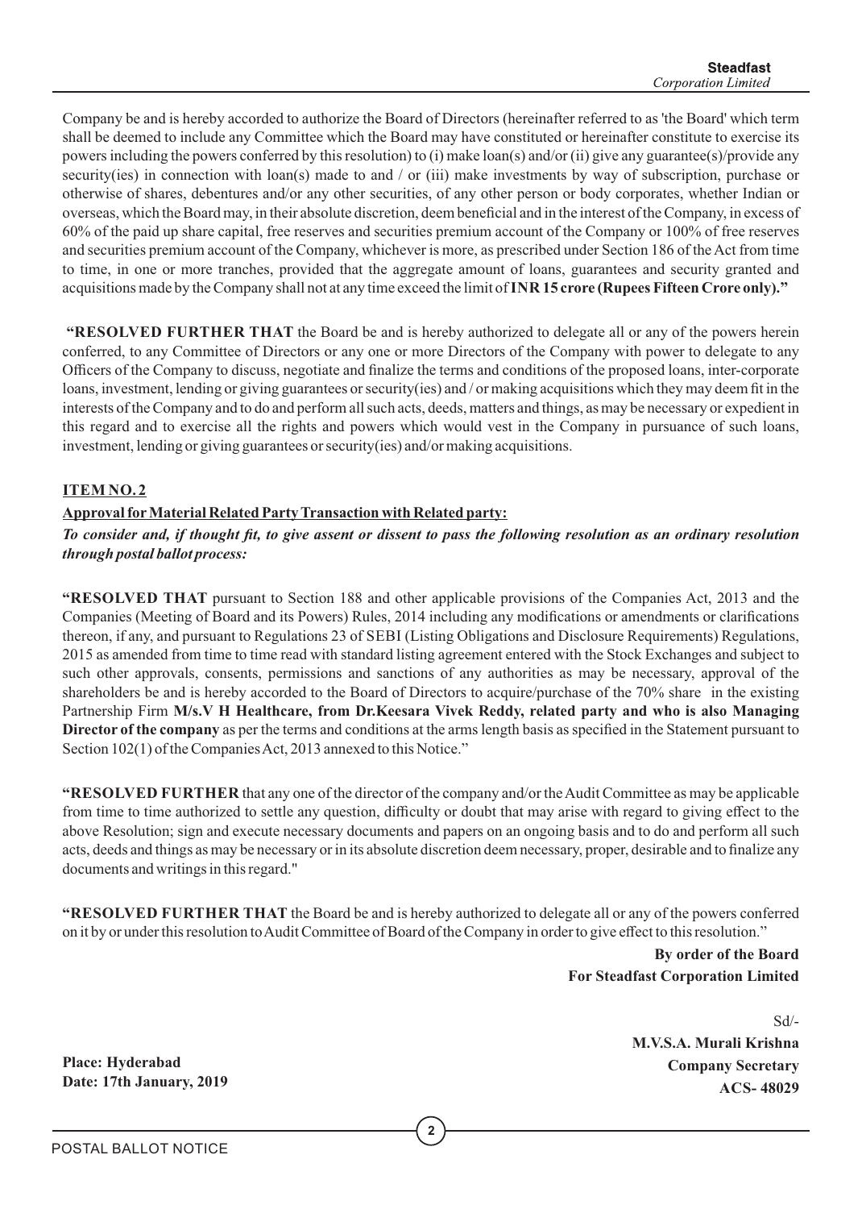Company be and is hereby accorded to authorize the Board of Directors (hereinafter referred to as 'the Board' which term shall be deemed to include any Committee which the Board may have constituted or hereinafter constitute to exercise its powers including the powers conferred by this resolution) to (i) make loan(s) and/or (ii) give any guarantee(s)/provide any security(ies) in connection with loan(s) made to and / or (iii) make investments by way of subscription, purchase or otherwise of shares, debentures and/or any other securities, of any other person or body corporates, whether Indian or overseas, which the Board may, in their absolute discretion, deem beneficial and in the interest of the Company, in excess of 60% of the paid up share capital, free reserves and securities premium account of the Company or 100% of free reserves and securities premium account of the Company, whichever is more, as prescribed under Section 186 of the Act from time to time, in one or more tranches, provided that the aggregate amount of loans, guarantees and security granted and acquisitions made by the Company shall not at any time exceed the limit of **INR 15 crore (Rupees Fifteen Crore only)."**

**"RESOLVED FURTHER THAT** the Board be and is hereby authorized to delegate all or any of the powers herein conferred, to any Committee of Directors or any one or more Directors of the Company with power to delegate to any Officers of the Company to discuss, negotiate and finalize the terms and conditions of the proposed loans, inter-corporate loans, investment, lending or giving guarantees or security(ies) and / or making acquisitions which they may deem fit in the interests of the Company and to do and perform all such acts, deeds, matters and things, as may be necessary or expedient in this regard and to exercise all the rights and powers which would vest in the Company in pursuance of such loans, investment, lending or giving guarantees or security(ies) and/or making acquisitions.

**ITEM NO. 2**

**Approval for Material Related Party Transaction with Related party:**

***To consider and, if thought fit, to give assent or dissent to pass the following resolution as an ordinary resolution through postal ballot process:***

**"RESOLVED THAT** pursuant to Section 188 and other applicable provisions of the Companies Act, 2013 and the Companies (Meeting of Board and its Powers) Rules, 2014 including any modifications or amendments or clarifications thereon, if any, and pursuant to Regulations 23 of SEBI (Listing Obligations and Disclosure Requirements) Regulations, 2015 as amended from time to time read with standard listing agreement entered with the Stock Exchanges and subject to such other approvals, consents, permissions and sanctions of any authorities as may be necessary, approval of the shareholders be and is hereby accorded to the Board of Directors to acquire/purchase of the 70% share in the existing Partnership Firm **M/s.V H Healthcare, from Dr.Keesara Vivek Reddy, related party and who is also Managing Director of the company** as per the terms and conditions at the arms length basis as specified in the Statement pursuant to Section 102(1) of the Companies Act, 2013 annexed to this Notice."

**"RESOLVED FURTHER** that any one of the director of the company and/or the Audit Committee as may be applicable from time to time authorized to settle any question, difficulty or doubt that may arise with regard to giving effect to the above Resolution; sign and execute necessary documents and papers on an ongoing basis and to do and perform all such acts, deeds and things as may be necessary or in its absolute discretion deem necessary, proper, desirable and to finalize any documents and writings in this regard."

**"RESOLVED FURTHER THAT** the Board be and is hereby authorized to delegate all or any of the powers conferred on it by or under this resolution to Audit Committee of Board of the Company in order to give effect to this resolution."

**By order of the Board**
**For Steadfast Corporation Limited**

Sd/-
**M.V.S.A. Murali Krishna**
**Company Secretary**
**ACS- 48029**

**Place: Hyderabad**
**Date: 17th January, 2019**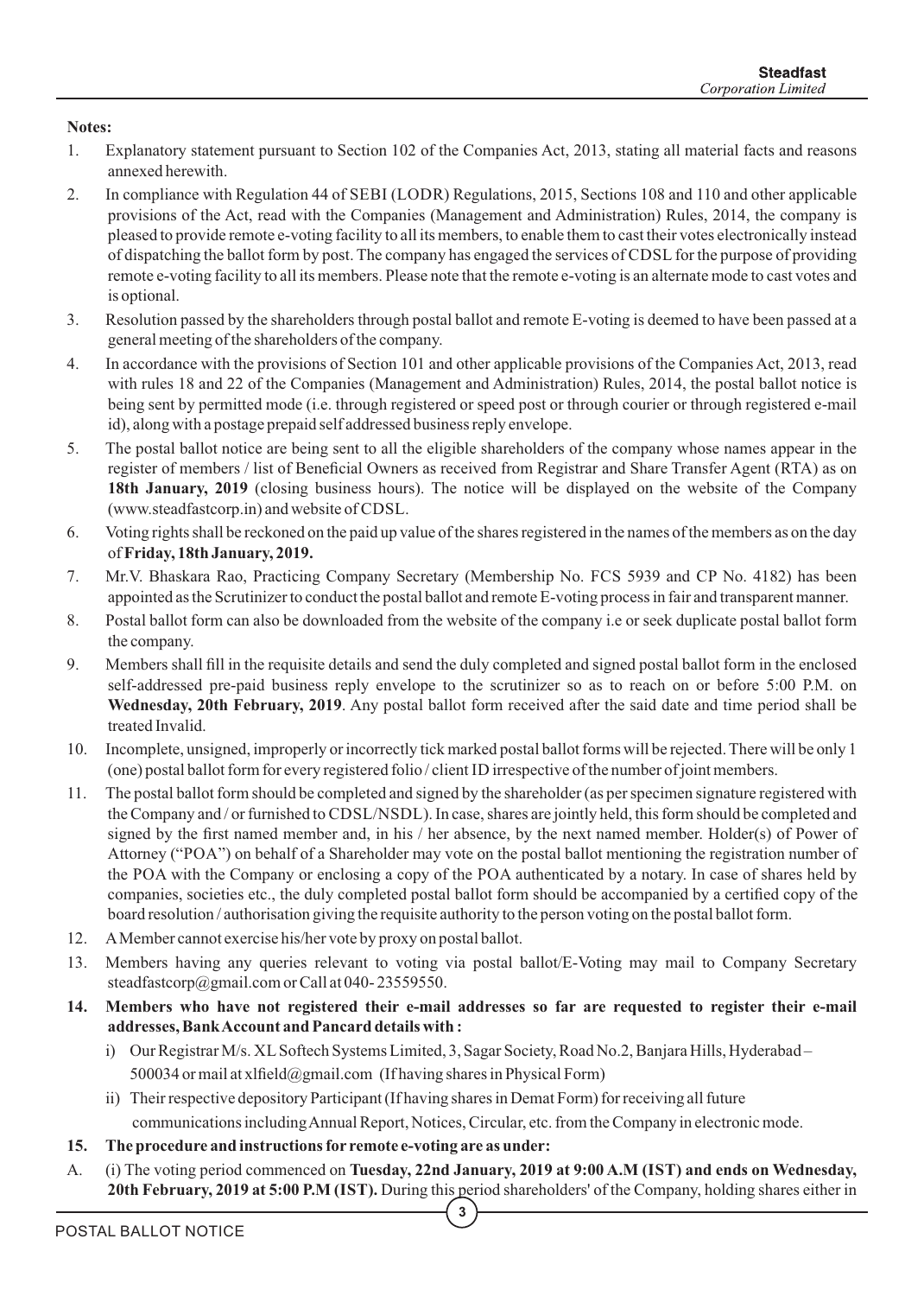**Notes:**

1. Explanatory statement pursuant to Section 102 of the Companies Act, 2013, stating all material facts and reasons annexed herewith.
2. In compliance with Regulation 44 of SEBI (LODR) Regulations, 2015, Sections 108 and 110 and other applicable provisions of the Act, read with the Companies (Management and Administration) Rules, 2014, the company is pleased to provide remote e-voting facility to all its members, to enable them to cast their votes electronically instead of dispatching the ballot form by post. The company has engaged the services of CDSL for the purpose of providing remote e-voting facility to all its members. Please note that the remote e-voting is an alternate mode to cast votes and is optional.
3. Resolution passed by the shareholders through postal ballot and remote E-voting is deemed to have been passed at a general meeting of the shareholders of the company.
4. In accordance with the provisions of Section 101 and other applicable provisions of the Companies Act, 2013, read with rules 18 and 22 of the Companies (Management and Administration) Rules, 2014, the postal ballot notice is being sent by permitted mode (i.e. through registered or speed post or through courier or through registered e-mail id), along with a postage prepaid self addressed business reply envelope.
5. The postal ballot notice are being sent to all the eligible shareholders of the company whose names appear in the register of members / list of Beneficial Owners as received from Registrar and Share Transfer Agent (RTA) as on **18th January, 2019** (closing business hours). The notice will be displayed on the website of the Company (www.steadfastcorp.in) and website of CDSL.
6. Voting rights shall be reckoned on the paid up value of the shares registered in the names of the members as on the day of **Friday, 18th January, 2019.**
7. Mr.V. Bhaskara Rao, Practicing Company Secretary (Membership No. FCS 5939 and CP No. 4182) has been appointed as the Scrutinizer to conduct the postal ballot and remote E-voting process in fair and transparent manner.
8. Postal ballot form can also be downloaded from the website of the company i.e or seek duplicate postal ballot form the company.
9. Members shall fill in the requisite details and send the duly completed and signed postal ballot form in the enclosed self-addressed pre-paid business reply envelope to the scrutinizer so as to reach on or before 5:00 P.M. on **Wednesday, 20th February, 2019**. Any postal ballot form received after the said date and time period shall be treated Invalid.
10. Incomplete, unsigned, improperly or incorrectly tick marked postal ballot forms will be rejected. There will be only 1 (one) postal ballot form for every registered folio / client ID irrespective of the number of joint members.
11. The postal ballot form should be completed and signed by the shareholder (as per specimen signature registered with the Company and / or furnished to CDSL/NSDL). In case, shares are jointly held, this form should be completed and signed by the first named member and, in his / her absence, by the next named member. Holder(s) of Power of Attorney ("POA") on behalf of a Shareholder may vote on the postal ballot mentioning the registration number of the POA with the Company or enclosing a copy of the POA authenticated by a notary. In case of shares held by companies, societies etc., the duly completed postal ballot form should be accompanied by a certified copy of the board resolution / authorisation giving the requisite authority to the person voting on the postal ballot form.
12. A Member cannot exercise his/her vote by proxy on postal ballot.
13. Members having any queries relevant to voting via postal ballot/E-Voting may mail to Company Secretary steadfastcorp@gmail.com or Call at 040- 23559550.
14. **Members who have not registered their e-mail addresses so far are requested to register their e-mail addresses, Bank Account and Pancard details with :**
    i) Our Registrar M/s. XL Softech Systems Limited, 3, Sagar Society, Road No.2, Banjara Hills, Hyderabad – 500034 or mail at xlfield@gmail.com (If having shares in Physical Form)
    ii) Their respective depository Participant (If having shares in Demat Form) for receiving all future communications including Annual Report, Notices, Circular, etc. from the Company in electronic mode.
15. **The procedure and instructions for remote e-voting are as under:**

A. (i) The voting period commenced on **Tuesday, 22nd January, 2019 at 9:00 A.M (IST) and ends on Wednesday, 20th February, 2019 at 5:00 P.M (IST).** During this period shareholders' of the Company, holding shares either in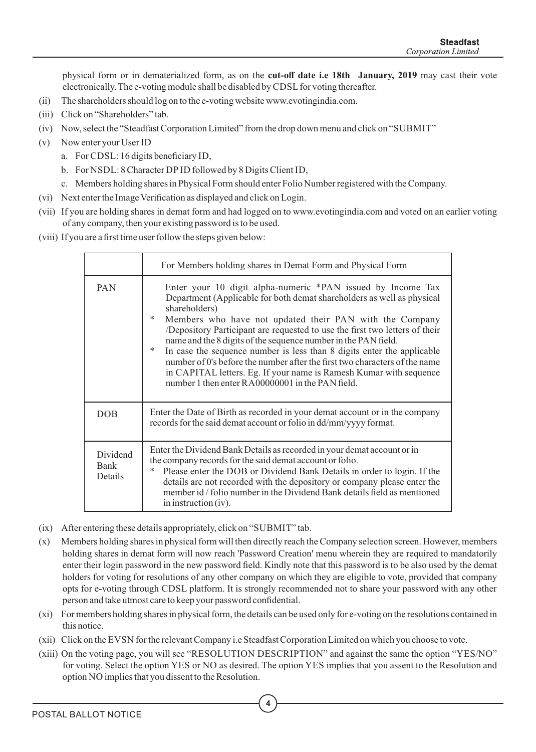physical form or in dematerialized form, as on the **cut-off date i.e 18th January, 2019** may cast their vote electronically. The e-voting module shall be disabled by CDSL for voting thereafter.

(ii) The shareholders should log on to the e-voting website www.evotingindia.com.

(iii) Click on "Shareholders" tab.

(iv) Now, select the "Steadfast Corporation Limited" from the drop down menu and click on "SUBMIT"

(v) Now enter your User ID

  a. For CDSL: 16 digits beneficiary ID,

  b. For NSDL: 8 Character DP ID followed by 8 Digits Client ID,

  c. Members holding shares in Physical Form should enter Folio Number registered with the Company.

(vi) Next enter the Image Verification as displayed and click on Login.

(vii) If you are holding shares in demat form and had logged on to www.evotingindia.com and voted on an earlier voting of any company, then your existing password is to be used.

(viii) If you are a first time user follow the steps given below:

| | For Members holding shares in Demat Form and Physical Form |
|---|---|
| PAN | Enter your 10 digit alpha-numeric *PAN issued by Income Tax Department (Applicable for both demat shareholders as well as physical shareholders)<br>* Members who have not updated their PAN with the Company /Depository Participant are requested to use the first two letters of their name and the 8 digits of the sequence number in the PAN field.<br>* In case the sequence number is less than 8 digits enter the applicable number of 0's before the number after the first two characters of the name in CAPITAL letters. Eg. If your name is Ramesh Kumar with sequence number 1 then enter RA00000001 in the PAN field. |
| DOB | Enter the Date of Birth as recorded in your demat account or in the company records for the said demat account or folio in dd/mm/yyyy format. |
| Dividend Bank Details | Enter the Dividend Bank Details as recorded in your demat account or in the company records for the said demat account or folio.<br>* Please enter the DOB or Dividend Bank Details in order to login. If the details are not recorded with the depository or company please enter the member id / folio number in the Dividend Bank details field as mentioned in instruction (iv). |

(ix) After entering these details appropriately, click on "SUBMIT" tab.

(x) Members holding shares in physical form will then directly reach the Company selection screen. However, members holding shares in demat form will now reach 'Password Creation' menu wherein they are required to mandatorily enter their login password in the new password field. Kindly note that this password is to be also used by the demat holders for voting for resolutions of any other company on which they are eligible to vote, provided that company opts for e-voting through CDSL platform. It is strongly recommended not to share your password with any other person and take utmost care to keep your password confidential.

(xi) For members holding shares in physical form, the details can be used only for e-voting on the resolutions contained in this notice.

(xii) Click on the EVSN for the relevant Company i.e Steadfast Corporation Limited on which you choose to vote.

(xiii) On the voting page, you will see "RESOLUTION DESCRIPTION" and against the same the option "YES/NO" for voting. Select the option YES or NO as desired. The option YES implies that you assent to the Resolution and option NO implies that you dissent to the Resolution.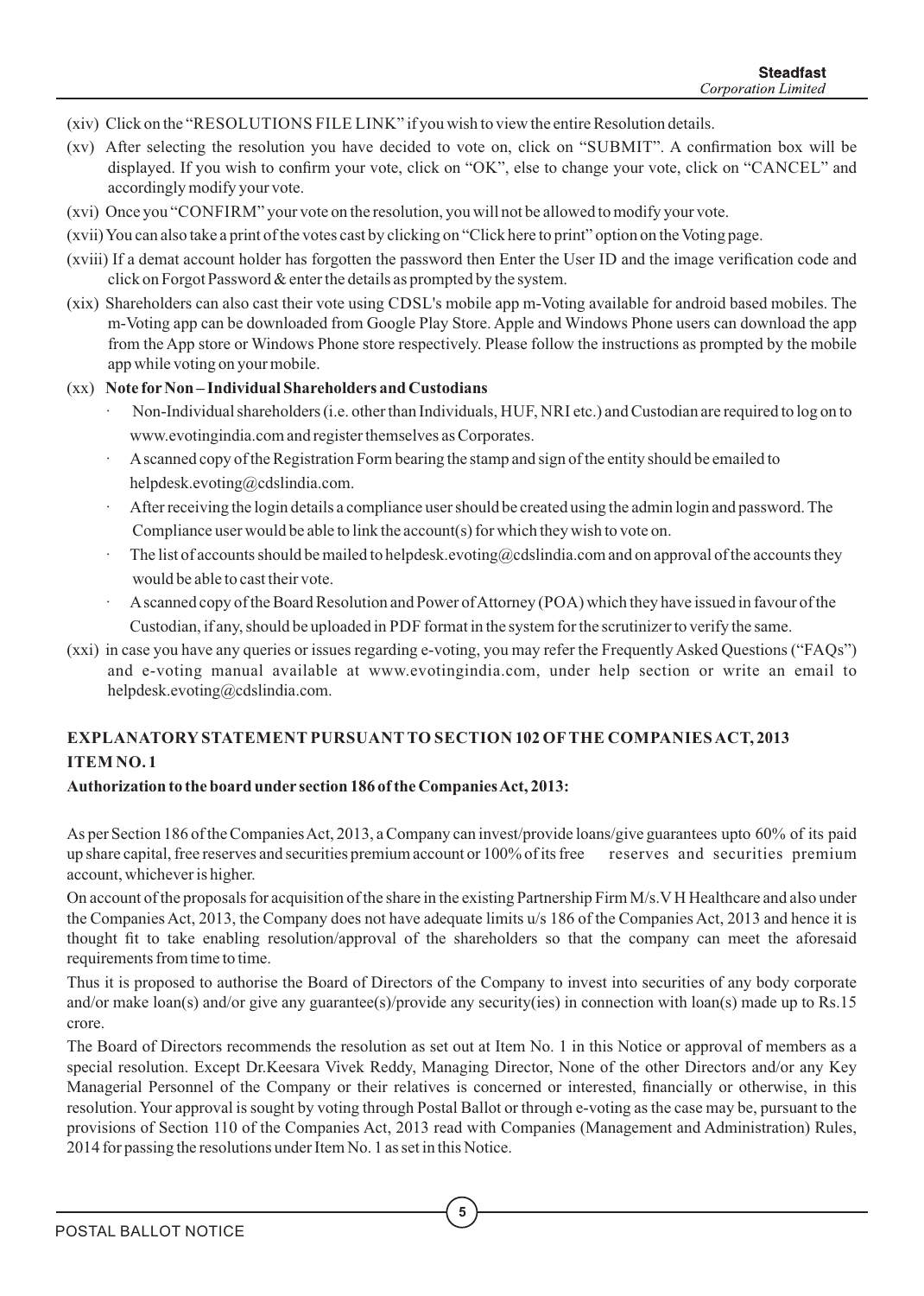(xiv) Click on the "RESOLUTIONS FILE LINK" if you wish to view the entire Resolution details.

(xv) After selecting the resolution you have decided to vote on, click on "SUBMIT". A confirmation box will be displayed. If you wish to confirm your vote, click on "OK", else to change your vote, click on "CANCEL" and accordingly modify your vote.

(xvi) Once you "CONFIRM" your vote on the resolution, you will not be allowed to modify your vote.

(xvii) You can also take a print of the votes cast by clicking on "Click here to print" option on the Voting page.

(xviii) If a demat account holder has forgotten the password then Enter the User ID and the image verification code and click on Forgot Password & enter the details as prompted by the system.

(xix) Shareholders can also cast their vote using CDSL's mobile app m-Voting available for android based mobiles. The m-Voting app can be downloaded from Google Play Store. Apple and Windows Phone users can download the app from the App store or Windows Phone store respectively. Please follow the instructions as prompted by the mobile app while voting on your mobile.

(xx) **Note for Non – Individual Shareholders and Custodians**

- Non-Individual shareholders (i.e. other than Individuals, HUF, NRI etc.) and Custodian are required to log on to www.evotingindia.com and register themselves as Corporates.
- A scanned copy of the Registration Form bearing the stamp and sign of the entity should be emailed to helpdesk.evoting@cdslindia.com.
- After receiving the login details a compliance user should be created using the admin login and password. The Compliance user would be able to link the account(s) for which they wish to vote on.
- The list of accounts should be mailed to helpdesk.evoting@cdslindia.com and on approval of the accounts they would be able to cast their vote.
- A scanned copy of the Board Resolution and Power of Attorney (POA) which they have issued in favour of the Custodian, if any, should be uploaded in PDF format in the system for the scrutinizer to verify the same.

(xxi) in case you have any queries or issues regarding e-voting, you may refer the Frequently Asked Questions ("FAQs") and e-voting manual available at www.evotingindia.com, under help section or write an email to helpdesk.evoting@cdslindia.com.

## EXPLANATORY STATEMENT PURSUANT TO SECTION 102 OF THE COMPANIES ACT, 2013

### ITEM NO. 1

**Authorization to the board under section 186 of the Companies Act, 2013:**

As per Section 186 of the Companies Act, 2013, a Company can invest/provide loans/give guarantees upto 60% of its paid up share capital, free reserves and securities premium account or 100% of its free reserves and securities premium account, whichever is higher.

On account of the proposals for acquisition of the share in the existing Partnership Firm M/s.V H Healthcare and also under the Companies Act, 2013, the Company does not have adequate limits u/s 186 of the Companies Act, 2013 and hence it is thought fit to take enabling resolution/approval of the shareholders so that the company can meet the aforesaid requirements from time to time.

Thus it is proposed to authorise the Board of Directors of the Company to invest into securities of any body corporate and/or make loan(s) and/or give any guarantee(s)/provide any security(ies) in connection with loan(s) made up to Rs.15 crore.

The Board of Directors recommends the resolution as set out at Item No. 1 in this Notice or approval of members as a special resolution. Except Dr.Keesara Vivek Reddy, Managing Director, None of the other Directors and/or any Key Managerial Personnel of the Company or their relatives is concerned or interested, financially or otherwise, in this resolution. Your approval is sought by voting through Postal Ballot or through e-voting as the case may be, pursuant to the provisions of Section 110 of the Companies Act, 2013 read with Companies (Management and Administration) Rules, 2014 for passing the resolutions under Item No. 1 as set in this Notice.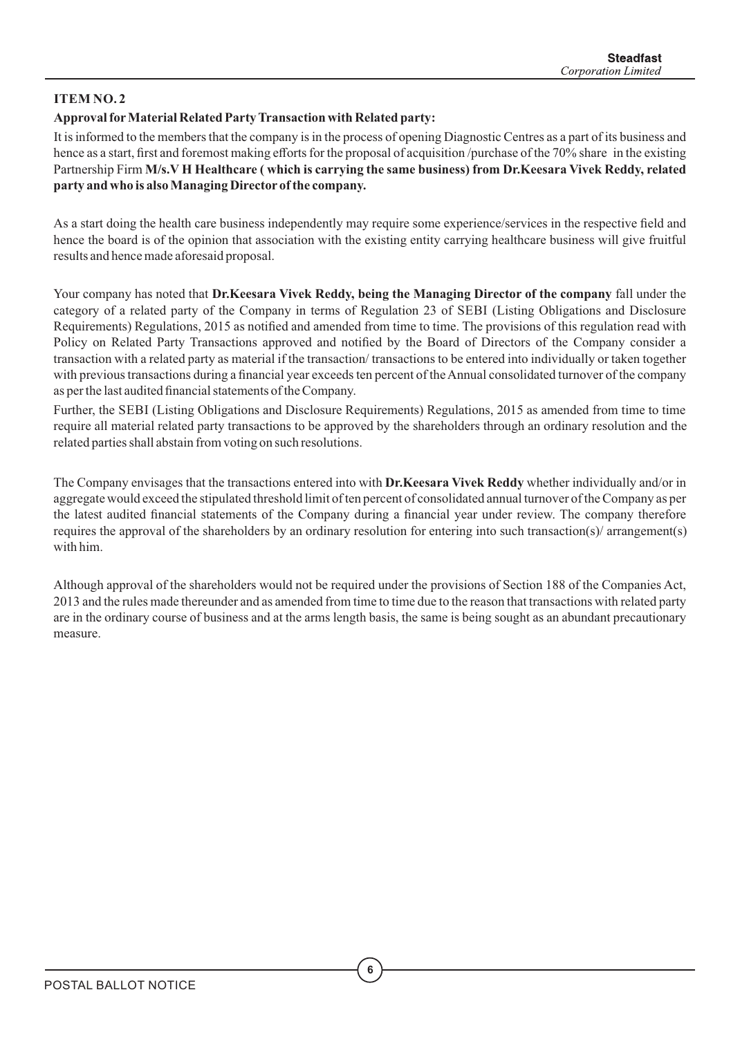**ITEM NO. 2**

**Approval for Material Related Party Transaction with Related party:**

It is informed to the members that the company is in the process of opening Diagnostic Centres as a part of its business and hence as a start, first and foremost making efforts for the proposal of acquisition /purchase of the 70% share in the existing Partnership Firm **M/s.V H Healthcare ( which is carrying the same business) from Dr.Keesara Vivek Reddy, related party and who is also Managing Director of the company.**

As a start doing the health care business independently may require some experience/services in the respective field and hence the board is of the opinion that association with the existing entity carrying healthcare business will give fruitful results and hence made aforesaid proposal.

Your company has noted that **Dr.Keesara Vivek Reddy, being the Managing Director of the company** fall under the category of a related party of the Company in terms of Regulation 23 of SEBI (Listing Obligations and Disclosure Requirements) Regulations, 2015 as notified and amended from time to time. The provisions of this regulation read with Policy on Related Party Transactions approved and notified by the Board of Directors of the Company consider a transaction with a related party as material if the transaction/ transactions to be entered into individually or taken together with previous transactions during a financial year exceeds ten percent of the Annual consolidated turnover of the company as per the last audited financial statements of the Company.

Further, the SEBI (Listing Obligations and Disclosure Requirements) Regulations, 2015 as amended from time to time require all material related party transactions to be approved by the shareholders through an ordinary resolution and the related parties shall abstain from voting on such resolutions.

The Company envisages that the transactions entered into with **Dr.Keesara Vivek Reddy** whether individually and/or in aggregate would exceed the stipulated threshold limit of ten percent of consolidated annual turnover of the Company as per the latest audited financial statements of the Company during a financial year under review. The company therefore requires the approval of the shareholders by an ordinary resolution for entering into such transaction(s)/ arrangement(s) with him.

Although approval of the shareholders would not be required under the provisions of Section 188 of the Companies Act, 2013 and the rules made thereunder and as amended from time to time due to the reason that transactions with related party are in the ordinary course of business and at the arms length basis, the same is being sought as an abundant precautionary measure.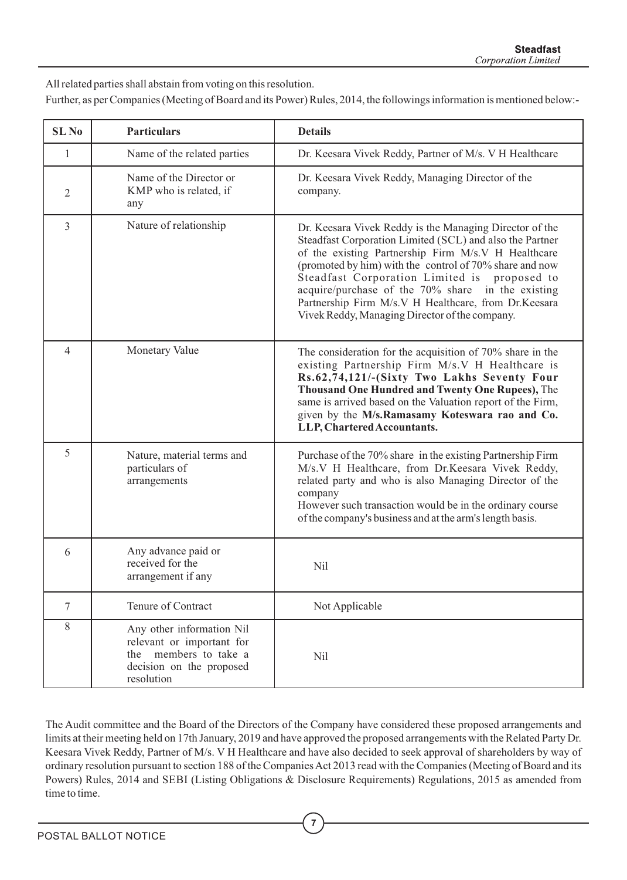All related parties shall abstain from voting on this resolution.

Further, as per Companies (Meeting of Board and its Power) Rules, 2014, the followings information is mentioned below:-

| SL No | Particulars | Details |
|---|---|---|
| 1 | Name of the related parties | Dr. Keesara Vivek Reddy, Partner of M/s. V H Healthcare |
| 2 | Name of the Director or KMP who is related, if any | Dr. Keesara Vivek Reddy, Managing Director of the company. |
| 3 | Nature of relationship | Dr. Keesara Vivek Reddy is the Managing Director of the Steadfast Corporation Limited (SCL) and also the Partner of the existing Partnership Firm M/s.V H Healthcare (promoted by him) with the control of 70% share and now Steadfast Corporation Limited is proposed to acquire/purchase of the 70% share in the existing Partnership Firm M/s.V H Healthcare, from Dr.Keesara Vivek Reddy, Managing Director of the company. |
| 4 | Monetary Value | The consideration for the acquisition of 70% share in the existing Partnership Firm M/s.V H Healthcare is **Rs.62,74,121/-(Sixty Two Lakhs Seventy Four Thousand One Hundred and Twenty One Rupees),** The same is arrived based on the Valuation report of the Firm, given by the **M/s.Ramasamy Koteswara rao and Co. LLP, Chartered Accountants.** |
| 5 | Nature, material terms and particulars of arrangements | Purchase of the 70% share in the existing Partnership Firm M/s.V H Healthcare, from Dr.Keesara Vivek Reddy, related party and who is also Managing Director of the company<br>However such transaction would be in the ordinary course of the company's business and at the arm's length basis. |
| 6 | Any advance paid or received for the arrangement if any | Nil |
| 7 | Tenure of Contract | Not Applicable |
| 8 | Any other information Nil relevant or important for the members to take a decision on the proposed resolution | Nil |

The Audit committee and the Board of the Directors of the Company have considered these proposed arrangements and limits at their meeting held on 17th January, 2019 and have approved the proposed arrangements with the Related Party Dr. Keesara Vivek Reddy, Partner of M/s. V H Healthcare and have also decided to seek approval of shareholders by way of ordinary resolution pursuant to section 188 of the Companies Act 2013 read with the Companies (Meeting of Board and its Powers) Rules, 2014 and SEBI (Listing Obligations & Disclosure Requirements) Regulations, 2015 as amended from time to time.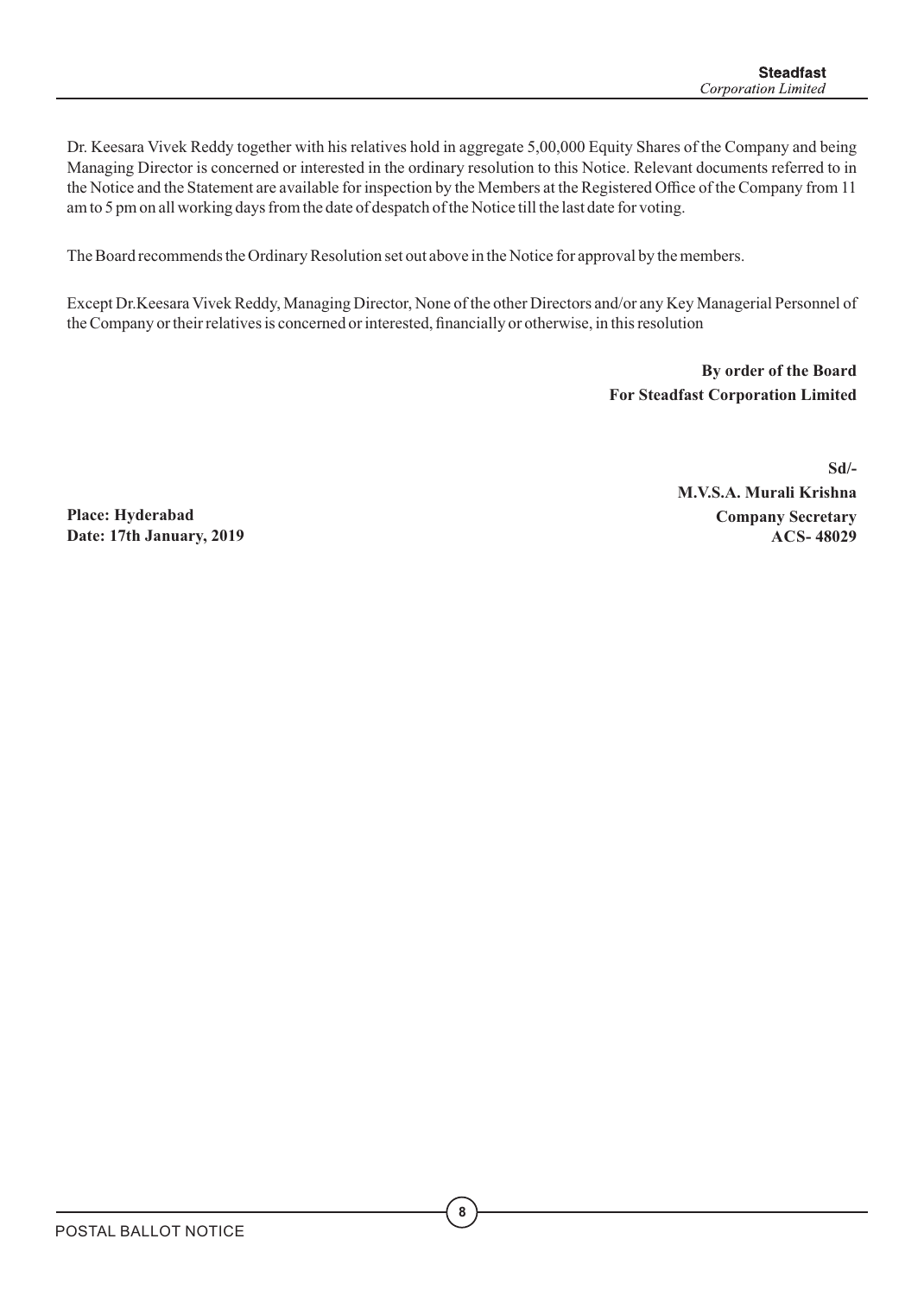Dr. Keesara Vivek Reddy together with his relatives hold in aggregate 5,00,000 Equity Shares of the Company and being Managing Director is concerned or interested in the ordinary resolution to this Notice. Relevant documents referred to in the Notice and the Statement are available for inspection by the Members at the Registered Office of the Company from 11 am to 5 pm on all working days from the date of despatch of the Notice till the last date for voting.

The Board recommends the Ordinary Resolution set out above in the Notice for approval by the members.

Except Dr.Keesara Vivek Reddy, Managing Director, None of the other Directors and/or any Key Managerial Personnel of the Company or their relatives is concerned or interested, financially or otherwise, in this resolution

**By order of the Board**
**For Steadfast Corporation Limited**

**Sd/-**
**M.V.S.A. Murali Krishna**
**Company Secretary**
**ACS- 48029**

**Place: Hyderabad**
**Date: 17th January, 2019**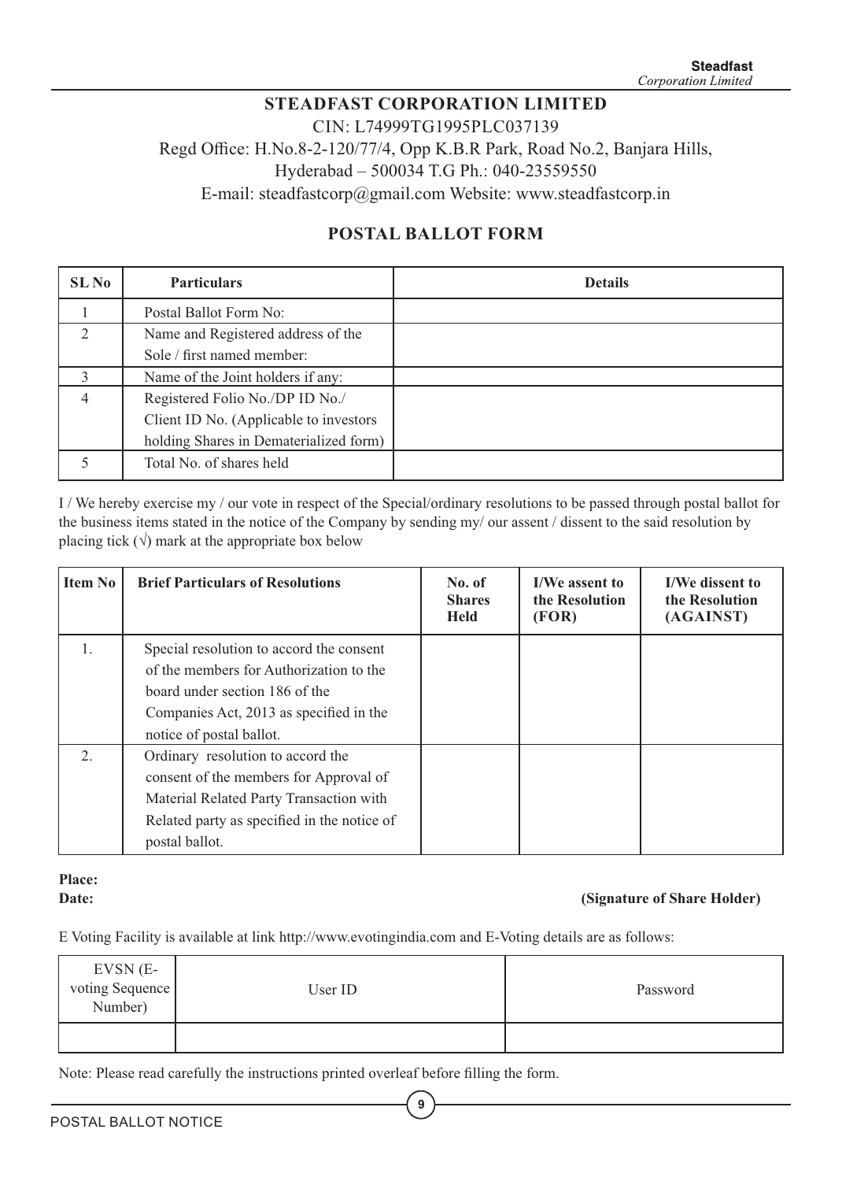**STEADFAST CORPORATION LIMITED**

CIN: L74999TG1995PLC037139

Regd Office: H.No.8-2-120/77/4, Opp K.B.R Park, Road No.2, Banjara Hills, Hyderabad – 500034 T.G Ph.: 040-23559550

E-mail: steadfastcorp@gmail.com Website: www.steadfastcorp.in

## POSTAL BALLOT FORM

| SL No | Particulars | Details |
|---|---|---|
| 1 | Postal Ballot Form No: | |
| 2 | Name and Registered address of the Sole / first named member: | |
| 3 | Name of the Joint holders if any: | |
| 4 | Registered Folio No./DP ID No./ Client ID No. (Applicable to investors holding Shares in Dematerialized form) | |
| 5 | Total No. of shares held | |

I / We hereby exercise my / our vote in respect of the Special/ordinary resolutions to be passed through postal ballot for the business items stated in the notice of the Company by sending my/ our assent / dissent to the said resolution by placing tick (√) mark at the appropriate box below

| Item No | Brief Particulars of Resolutions | No. of Shares Held | I/We assent to the Resolution (FOR) | I/We dissent to the Resolution (AGAINST) |
|---|---|---|---|---|
| 1. | Special resolution to accord the consent of the members for Authorization to the board under section 186 of the Companies Act, 2013 as specified in the notice of postal ballot. | | | |
| 2. | Ordinary resolution to accord the consent of the members for Approval of Material Related Party Transaction with Related party as specified in the notice of postal ballot. | | | |

**Place:**

**Date:** **(Signature of Share Holder)**

E Voting Facility is available at link http://www.evotingindia.com and E-Voting details are as follows:

| EVSN (E-voting Sequence Number) | User ID | Password |
|---|---|---|
| | | |

Note: Please read carefully the instructions printed overleaf before filling the form.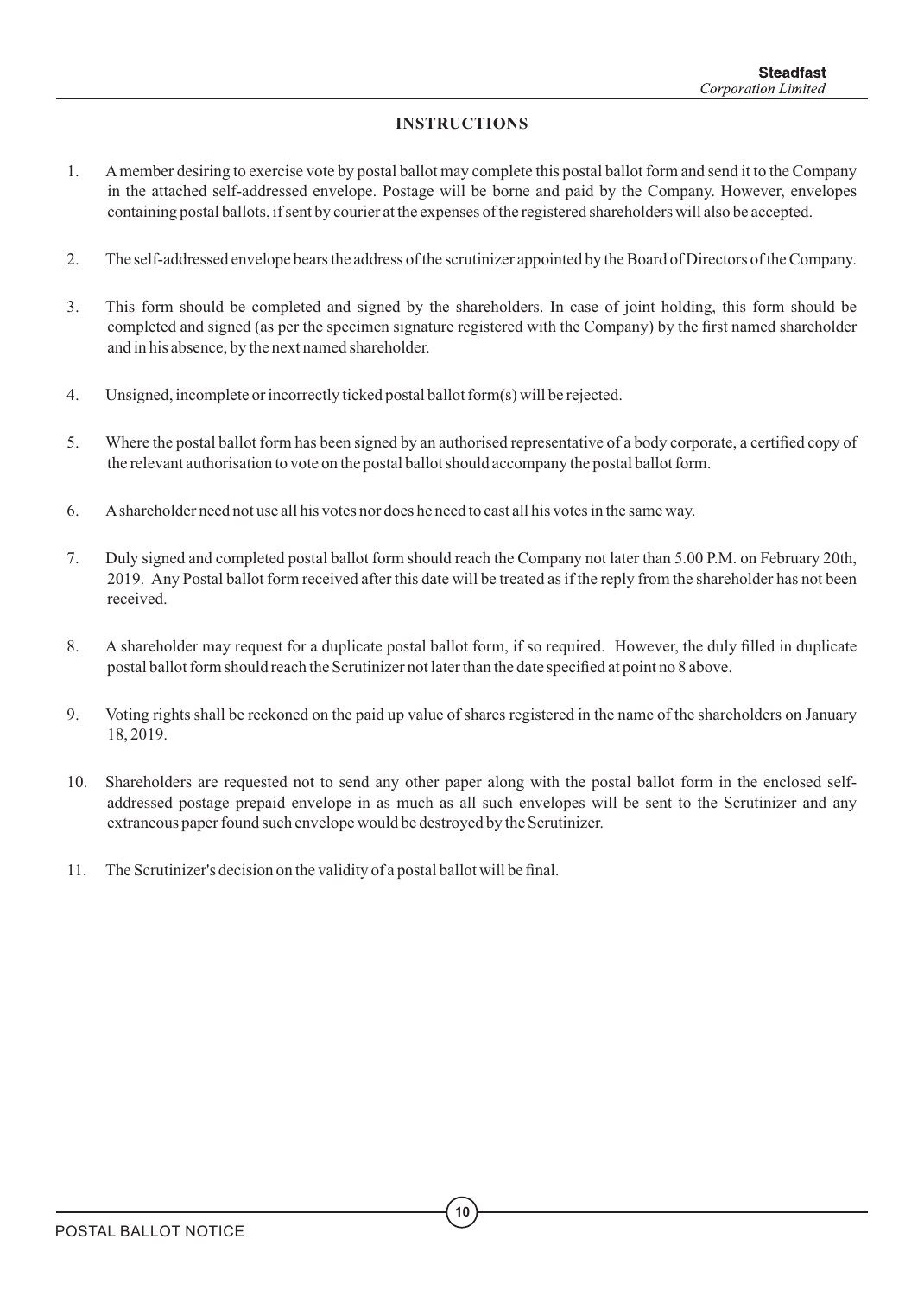## INSTRUCTIONS

1. A member desiring to exercise vote by postal ballot may complete this postal ballot form and send it to the Company in the attached self-addressed envelope. Postage will be borne and paid by the Company. However, envelopes containing postal ballots, if sent by courier at the expenses of the registered shareholders will also be accepted.

2. The self-addressed envelope bears the address of the scrutinizer appointed by the Board of Directors of the Company.

3. This form should be completed and signed by the shareholders. In case of joint holding, this form should be completed and signed (as per the specimen signature registered with the Company) by the first named shareholder and in his absence, by the next named shareholder.

4. Unsigned, incomplete or incorrectly ticked postal ballot form(s) will be rejected.

5. Where the postal ballot form has been signed by an authorised representative of a body corporate, a certified copy of the relevant authorisation to vote on the postal ballot should accompany the postal ballot form.

6. A shareholder need not use all his votes nor does he need to cast all his votes in the same way.

7. Duly signed and completed postal ballot form should reach the Company not later than 5.00 P.M. on February 20th, 2019. Any Postal ballot form received after this date will be treated as if the reply from the shareholder has not been received.

8. A shareholder may request for a duplicate postal ballot form, if so required. However, the duly filled in duplicate postal ballot form should reach the Scrutinizer not later than the date specified at point no 8 above.

9. Voting rights shall be reckoned on the paid up value of shares registered in the name of the shareholders on January 18, 2019.

10. Shareholders are requested not to send any other paper along with the postal ballot form in the enclosed self-addressed postage prepaid envelope in as much as all such envelopes will be sent to the Scrutinizer and any extraneous paper found such envelope would be destroyed by the Scrutinizer.

11. The Scrutinizer's decision on the validity of a postal ballot will be final.